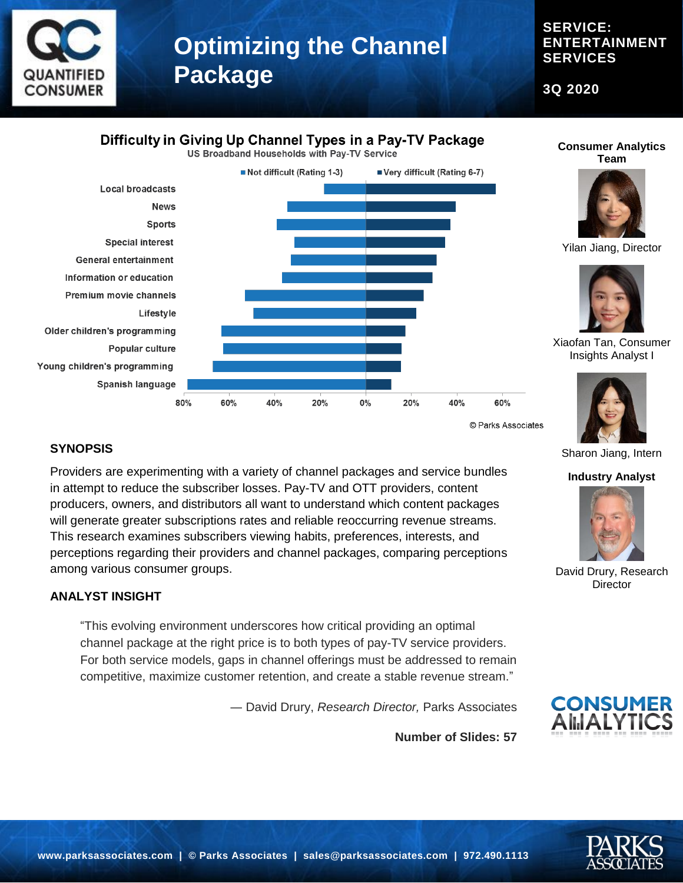# Optimizing the Channel Package

**SERVICE: ENTERTAINMENT SERVICES**

**3Q 2020**

## Difficulty in Giving Up Channel Types in a Pay-TV Package

US Broadband Households with Pay-TV Service

Not difficult (Rating 1-3) | Very difficult (Rating 6-7)

- Local broadcasts
- News
- Sports
- Special interest
- General entertainment
- Information or education
- Premium movie channels
- Lifestyle
- Older children's programming
- Popular culture
- Young children's programming
- Spanish language

80% 60% 40% 20% 0% 20% 40% 60%

© Parks Associates

**Consumer Analytics Team**

Yilan Jiang, Director

Xiaofan Tan, Consumer Insights Analyst I

Sharon Jiang, Intern

**Industry Analyst**

David Drury, Research Director

### SYNOPSIS

Providers are experimenting with a variety of channel packages and service bundles in attempt to reduce the subscriber losses. Pay-TV and OTT providers, content producers, owners, and distributors all want to understand which content packages will generate greater subscriptions rates and reliable reoccurring revenue streams. This research examines subscribers viewing habits, preferences, interests, and perceptions regarding their providers and channel packages, comparing perceptions among various consumer groups.

### ANALYST INSIGHT

> "This evolving environment underscores how critical providing an optimal channel package at the right price is to both types of pay-TV service providers. For both service models, gaps in channel offerings must be addressed to remain competitive, maximize customer retention, and create a stable revenue stream."
>
> — David Drury, *Research Director,* Parks Associates

**Number of Slides: 57**

www.parksassociates.com | © Parks Associates | sales@parksassociates.com | 972.490.1113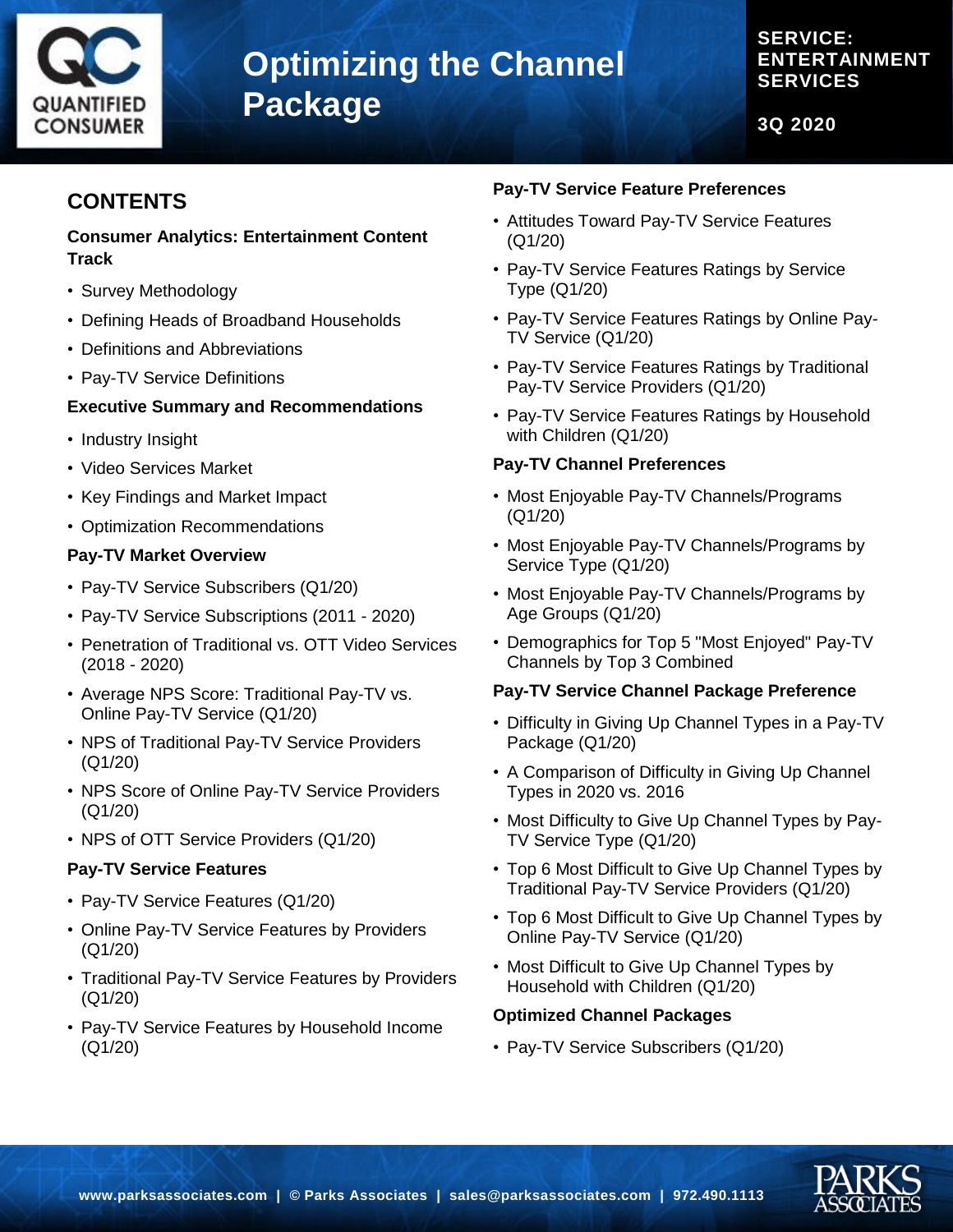# Optimizing the Channel Package

**SERVICE: ENTERTAINMENT SERVICES**

**3Q 2020**

## CONTENTS

### Consumer Analytics: Entertainment Content Track

- Survey Methodology
- Defining Heads of Broadband Households
- Definitions and Abbreviations
- Pay-TV Service Definitions

### Executive Summary and Recommendations

- Industry Insight
- Video Services Market
- Key Findings and Market Impact
- Optimization Recommendations

### Pay-TV Market Overview

- Pay-TV Service Subscribers (Q1/20)
- Pay-TV Service Subscriptions (2011 - 2020)
- Penetration of Traditional vs. OTT Video Services (2018 - 2020)
- Average NPS Score: Traditional Pay-TV vs. Online Pay-TV Service (Q1/20)
- NPS of Traditional Pay-TV Service Providers (Q1/20)
- NPS Score of Online Pay-TV Service Providers (Q1/20)
- NPS of OTT Service Providers (Q1/20)

### Pay-TV Service Features

- Pay-TV Service Features (Q1/20)
- Online Pay-TV Service Features by Providers (Q1/20)
- Traditional Pay-TV Service Features by Providers (Q1/20)
- Pay-TV Service Features by Household Income (Q1/20)

### Pay-TV Service Feature Preferences

- Attitudes Toward Pay-TV Service Features (Q1/20)
- Pay-TV Service Features Ratings by Service Type (Q1/20)
- Pay-TV Service Features Ratings by Online Pay-TV Service (Q1/20)
- Pay-TV Service Features Ratings by Traditional Pay-TV Service Providers (Q1/20)
- Pay-TV Service Features Ratings by Household with Children (Q1/20)

### Pay-TV Channel Preferences

- Most Enjoyable Pay-TV Channels/Programs (Q1/20)
- Most Enjoyable Pay-TV Channels/Programs by Service Type (Q1/20)
- Most Enjoyable Pay-TV Channels/Programs by Age Groups (Q1/20)
- Demographics for Top 5 "Most Enjoyed" Pay-TV Channels by Top 3 Combined

### Pay-TV Service Channel Package Preference

- Difficulty in Giving Up Channel Types in a Pay-TV Package (Q1/20)
- A Comparison of Difficulty in Giving Up Channel Types in 2020 vs. 2016
- Most Difficulty to Give Up Channel Types by Pay-TV Service Type (Q1/20)
- Top 6 Most Difficult to Give Up Channel Types by Traditional Pay-TV Service Providers (Q1/20)
- Top 6 Most Difficult to Give Up Channel Types by Online Pay-TV Service (Q1/20)
- Most Difficult to Give Up Channel Types by Household with Children (Q1/20)

### Optimized Channel Packages

- Pay-TV Service Subscribers (Q1/20)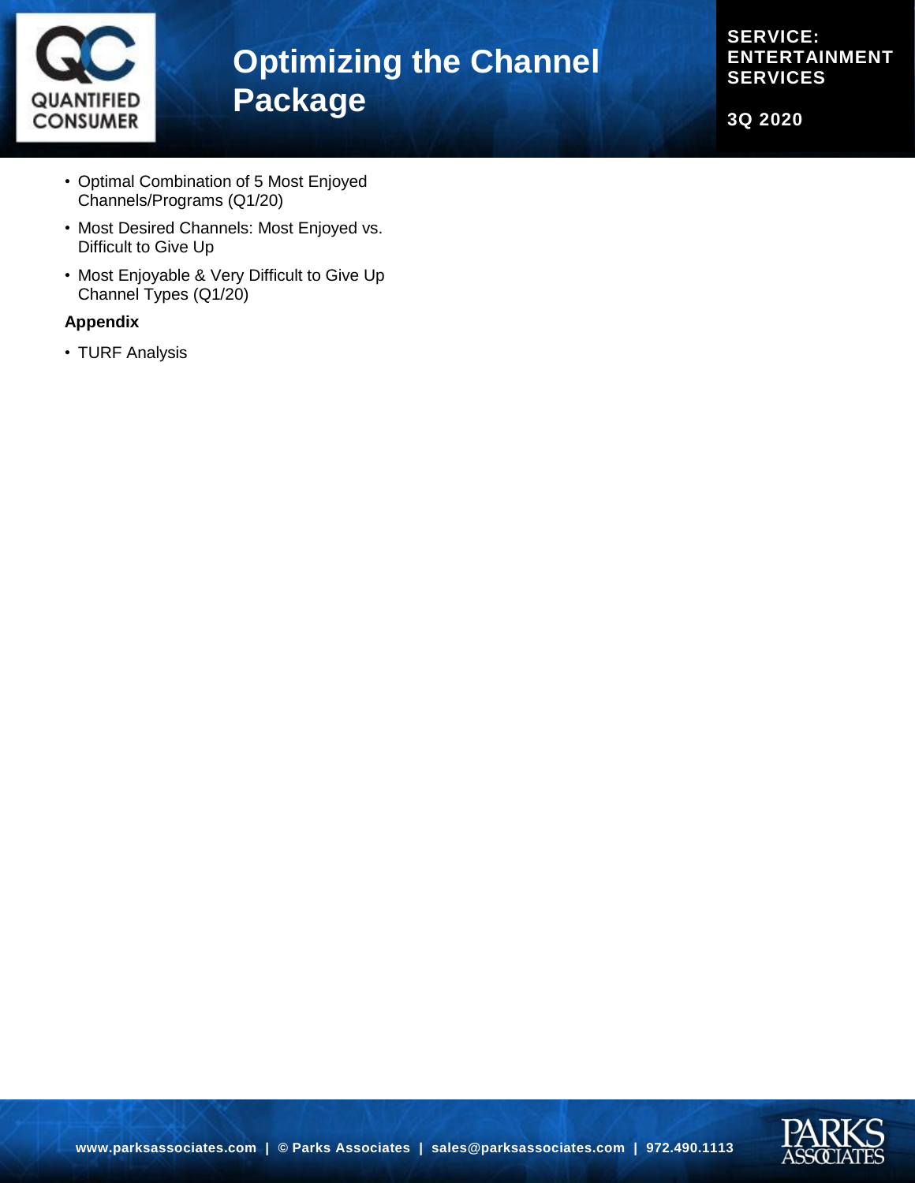- Optimal Combination of 5 Most Enjoyed Channels/Programs (Q1/20)
- Most Desired Channels: Most Enjoyed vs. Difficult to Give Up
- Most Enjoyable & Very Difficult to Give Up Channel Types (Q1/20)

**Appendix**

- TURF Analysis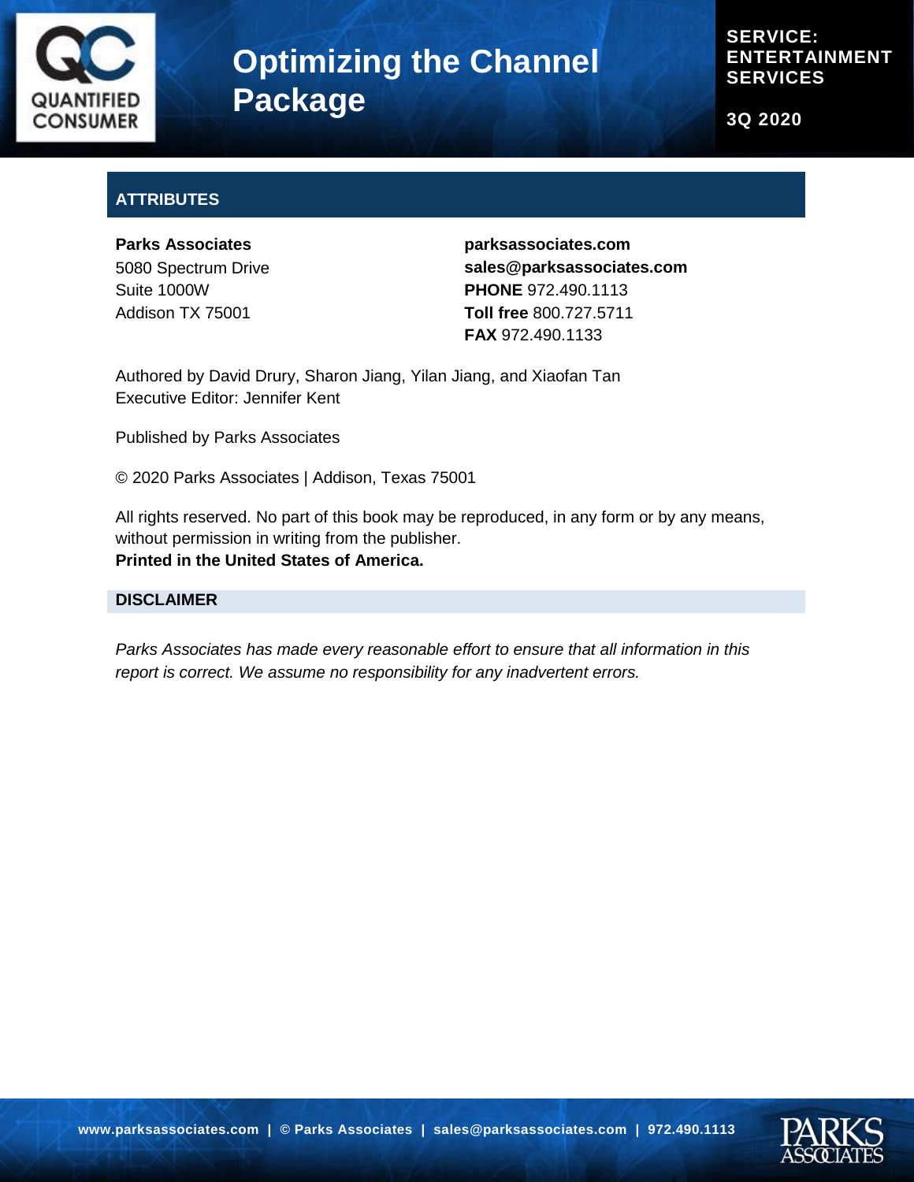# Optimizing the Channel Package

**SERVICE: ENTERTAINMENT SERVICES**

**3Q 2020**

## ATTRIBUTES

**Parks Associates**
5080 Spectrum Drive
Suite 1000W
Addison TX 75001

**parksassociates.com**
**sales@parksassociates.com**
**PHONE** 972.490.1113
**Toll free** 800.727.5711
**FAX** 972.490.1133

Authored by David Drury, Sharon Jiang, Yilan Jiang, and Xiaofan Tan
Executive Editor: Jennifer Kent

Published by Parks Associates

© 2020 Parks Associates | Addison, Texas 75001

All rights reserved. No part of this book may be reproduced, in any form or by any means, without permission in writing from the publisher.
**Printed in the United States of America.**

## DISCLAIMER

*Parks Associates has made every reasonable effort to ensure that all information in this report is correct. We assume no responsibility for any inadvertent errors.*